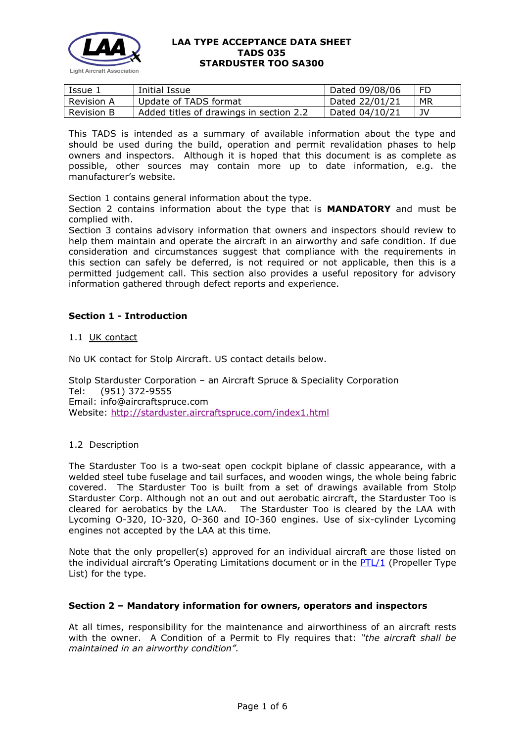# LAA TYPE ACCEPTANCE DATA SHEET
# TADS 035
# STARDUSTER TOO SA300

| Issue 1 | Initial Issue | Dated 09/08/06 | FD |
|---|---|---|---|
| Revision A | Update of TADS format | Dated 22/01/21 | MR |
| Revision B | Added titles of drawings in section 2.2 | Dated 04/10/21 | JV |

This TADS is intended as a summary of available information about the type and should be used during the build, operation and permit revalidation phases to help owners and inspectors. Although it is hoped that this document is as complete as possible, other sources may contain more up to date information, e.g. the manufacturer's website.

Section 1 contains general information about the type.
Section 2 contains information about the type that is **MANDATORY** and must be complied with.
Section 3 contains advisory information that owners and inspectors should review to help them maintain and operate the aircraft in an airworthy and safe condition. If due consideration and circumstances suggest that compliance with the requirements in this section can safely be deferred, is not required or not applicable, then this is a permitted judgement call. This section also provides a useful repository for advisory information gathered through defect reports and experience.

## Section 1 - Introduction

### 1.1 UK contact

No UK contact for Stolp Aircraft. US contact details below.

Stolp Starduster Corporation – an Aircraft Spruce & Speciality Corporation
Tel: (951) 372-9555
Email: info@aircraftspruce.com
Website: [http://starduster.aircraftspruce.com/index1.html](http://starduster.aircraftspruce.com/index1.html)

### 1.2 Description

The Starduster Too is a two-seat open cockpit biplane of classic appearance, with a welded steel tube fuselage and tail surfaces, and wooden wings, the whole being fabric covered. The Starduster Too is built from a set of drawings available from Stolp Starduster Corp. Although not an out and out aerobatic aircraft, the Starduster Too is cleared for aerobatics by the LAA. The Starduster Too is cleared by the LAA with Lycoming O-320, IO-320, O-360 and IO-360 engines. Use of six-cylinder Lycoming engines not accepted by the LAA at this time.

Note that the only propeller(s) approved for an individual aircraft are those listed on the individual aircraft's Operating Limitations document or in the PTL/1 (Propeller Type List) for the type.

## Section 2 – Mandatory information for owners, operators and inspectors

At all times, responsibility for the maintenance and airworthiness of an aircraft rests with the owner. A Condition of a Permit to Fly requires that: *"the aircraft shall be maintained in an airworthy condition".*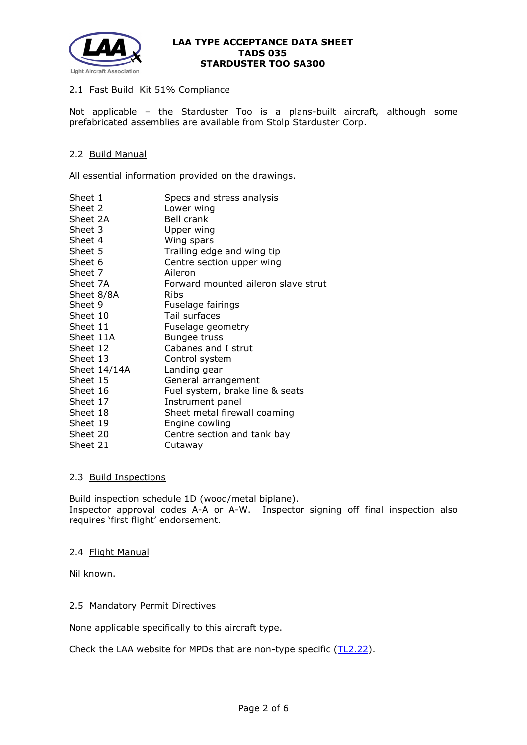### 2.1 Fast Build Kit 51% Compliance

Not applicable – the Starduster Too is a plans-built aircraft, although some prefabricated assemblies are available from Stolp Starduster Corp.

### 2.2 Build Manual

All essential information provided on the drawings.

| | |
|---|---|
| Sheet 1 | Specs and stress analysis |
| Sheet 2 | Lower wing |
| Sheet 2A | Bell crank |
| Sheet 3 | Upper wing |
| Sheet 4 | Wing spars |
| Sheet 5 | Trailing edge and wing tip |
| Sheet 6 | Centre section upper wing |
| Sheet 7 | Aileron |
| Sheet 7A | Forward mounted aileron slave strut |
| Sheet 8/8A | Ribs |
| Sheet 9 | Fuselage fairings |
| Sheet 10 | Tail surfaces |
| Sheet 11 | Fuselage geometry |
| Sheet 11A | Bungee truss |
| Sheet 12 | Cabanes and I strut |
| Sheet 13 | Control system |
| Sheet 14/14A | Landing gear |
| Sheet 15 | General arrangement |
| Sheet 16 | Fuel system, brake line & seats |
| Sheet 17 | Instrument panel |
| Sheet 18 | Sheet metal firewall coaming |
| Sheet 19 | Engine cowling |
| Sheet 20 | Centre section and tank bay |
| Sheet 21 | Cutaway |

### 2.3 Build Inspections

Build inspection schedule 1D (wood/metal biplane).
Inspector approval codes A-A or A-W. Inspector signing off final inspection also requires 'first flight' endorsement.

### 2.4 Flight Manual

Nil known.

### 2.5 Mandatory Permit Directives

None applicable specifically to this aircraft type.

Check the LAA website for MPDs that are non-type specific (TL2.22).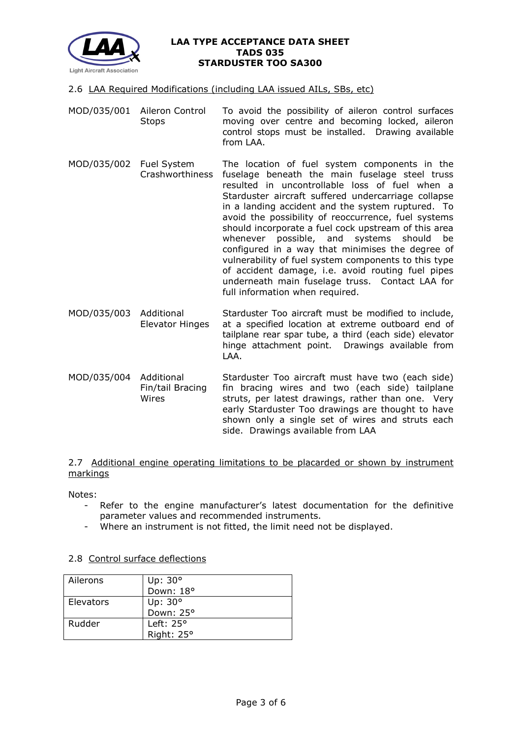### 2.6 LAA Required Modifications (including LAA issued AILs, SBs, etc)

| | | |
|---|---|---|
| MOD/035/001 | Aileron Control Stops | To avoid the possibility of aileron control surfaces moving over centre and becoming locked, aileron control stops must be installed. Drawing available from LAA. |
| MOD/035/002 | Fuel System Crashworthiness | The location of fuel system components in the fuselage beneath the main fuselage steel truss resulted in uncontrollable loss of fuel when a Starduster aircraft suffered undercarriage collapse in a landing accident and the system ruptured. To avoid the possibility of reoccurrence, fuel systems should incorporate a fuel cock upstream of this area whenever possible, and systems should be configured in a way that minimises the degree of vulnerability of fuel system components to this type of accident damage, i.e. avoid routing fuel pipes underneath main fuselage truss. Contact LAA for full information when required. |
| MOD/035/003 | Additional Elevator Hinges | Starduster Too aircraft must be modified to include, at a specified location at extreme outboard end of tailplane rear spar tube, a third (each side) elevator hinge attachment point. Drawings available from LAA. |
| MOD/035/004 | Additional Fin/tail Bracing Wires | Starduster Too aircraft must have two (each side) fin bracing wires and two (each side) tailplane struts, per latest drawings, rather than one. Very early Starduster Too drawings are thought to have shown only a single set of wires and struts each side. Drawings available from LAA |

### 2.7 Additional engine operating limitations to be placarded or shown by instrument markings

Notes:

- Refer to the engine manufacturer's latest documentation for the definitive parameter values and recommended instruments.
- Where an instrument is not fitted, the limit need not be displayed.

### 2.8 Control surface deflections

| | |
|---|---|
| Ailerons | Up: 30°<br>Down: 18° |
| Elevators | Up: 30°<br>Down: 25° |
| Rudder | Left: 25°<br>Right: 25° |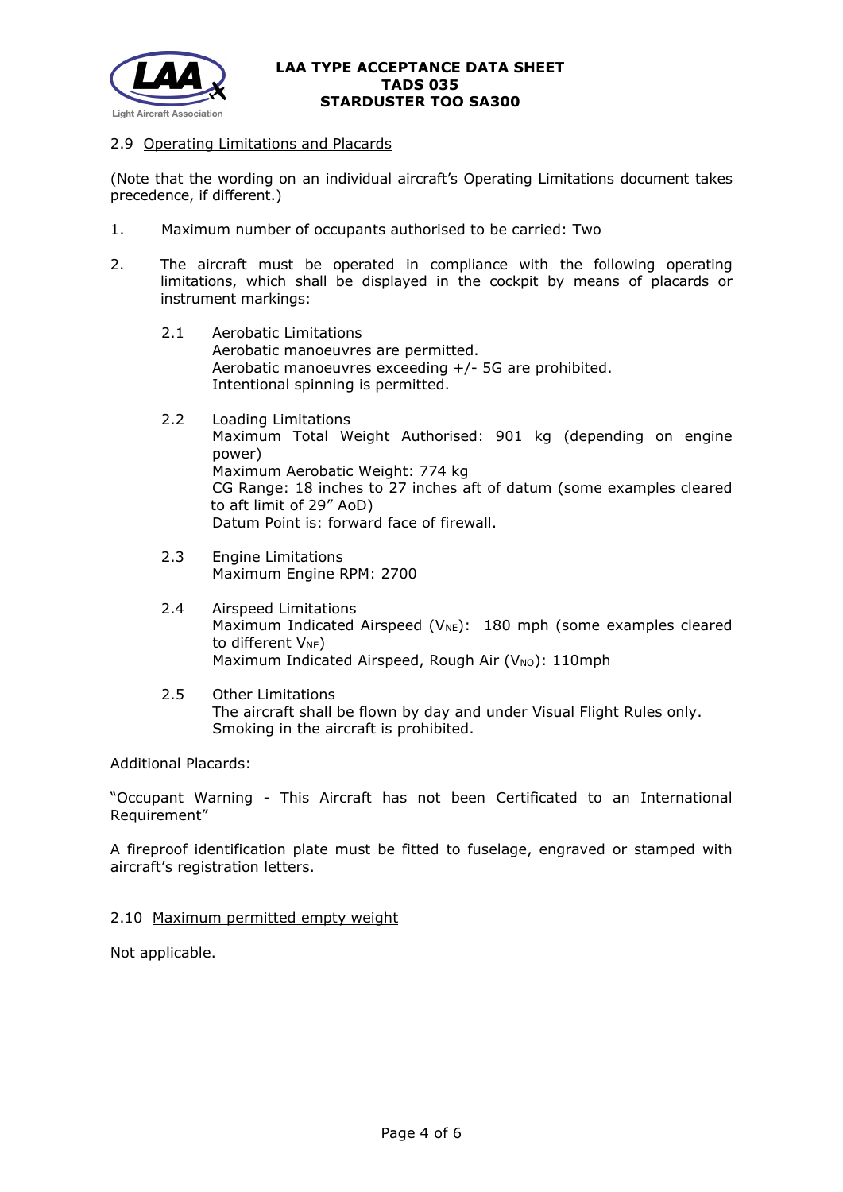## 2.9 Operating Limitations and Placards

(Note that the wording on an individual aircraft's Operating Limitations document takes precedence, if different.)

1. Maximum number of occupants authorised to be carried: Two

2. The aircraft must be operated in compliance with the following operating limitations, which shall be displayed in the cockpit by means of placards or instrument markings:

   2.1 Aerobatic Limitations
   Aerobatic manoeuvres are permitted.
   Aerobatic manoeuvres exceeding +/- 5G are prohibited.
   Intentional spinning is permitted.

   2.2 Loading Limitations
   Maximum Total Weight Authorised: 901 kg (depending on engine power)
   Maximum Aerobatic Weight: 774 kg
   CG Range: 18 inches to 27 inches aft of datum (some examples cleared to aft limit of 29" AoD)
   Datum Point is: forward face of firewall.

   2.3 Engine Limitations
   Maximum Engine RPM: 2700

   2.4 Airspeed Limitations
   Maximum Indicated Airspeed ($V_{NE}$): 180 mph (some examples cleared to different $V_{NE}$)
   Maximum Indicated Airspeed, Rough Air ($V_{NO}$): 110mph

   2.5 Other Limitations
   The aircraft shall be flown by day and under Visual Flight Rules only.
   Smoking in the aircraft is prohibited.

Additional Placards:

"Occupant Warning - This Aircraft has not been Certificated to an International Requirement"

A fireproof identification plate must be fitted to fuselage, engraved or stamped with aircraft's registration letters.

## 2.10 Maximum permitted empty weight

Not applicable.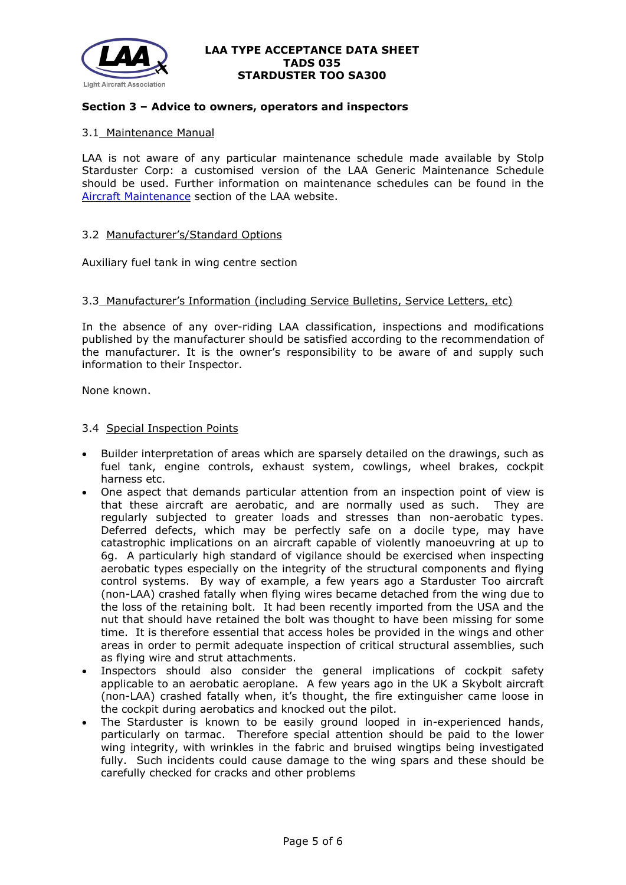## Section 3 – Advice to owners, operators and inspectors

### 3.1 Maintenance Manual

LAA is not aware of any particular maintenance schedule made available by Stolp Starduster Corp: a customised version of the LAA Generic Maintenance Schedule should be used. Further information on maintenance schedules can be found in the [Aircraft Maintenance] section of the LAA website.

### 3.2 Manufacturer's/Standard Options

Auxiliary fuel tank in wing centre section

### 3.3 Manufacturer's Information (including Service Bulletins, Service Letters, etc)

In the absence of any over-riding LAA classification, inspections and modifications published by the manufacturer should be satisfied according to the recommendation of the manufacturer. It is the owner's responsibility to be aware of and supply such information to their Inspector.

None known.

### 3.4 Special Inspection Points

- Builder interpretation of areas which are sparsely detailed on the drawings, such as fuel tank, engine controls, exhaust system, cowlings, wheel brakes, cockpit harness etc.
- One aspect that demands particular attention from an inspection point of view is that these aircraft are aerobatic, and are normally used as such. They are regularly subjected to greater loads and stresses than non-aerobatic types. Deferred defects, which may be perfectly safe on a docile type, may have catastrophic implications on an aircraft capable of violently manoeuvring at up to 6g. A particularly high standard of vigilance should be exercised when inspecting aerobatic types especially on the integrity of the structural components and flying control systems. By way of example, a few years ago a Starduster Too aircraft (non-LAA) crashed fatally when flying wires became detached from the wing due to the loss of the retaining bolt. It had been recently imported from the USA and the nut that should have retained the bolt was thought to have been missing for some time. It is therefore essential that access holes be provided in the wings and other areas in order to permit adequate inspection of critical structural assemblies, such as flying wire and strut attachments.
- Inspectors should also consider the general implications of cockpit safety applicable to an aerobatic aeroplane. A few years ago in the UK a Skybolt aircraft (non-LAA) crashed fatally when, it's thought, the fire extinguisher came loose in the cockpit during aerobatics and knocked out the pilot.
- The Starduster is known to be easily ground looped in in-experienced hands, particularly on tarmac. Therefore special attention should be paid to the lower wing integrity, with wrinkles in the fabric and bruised wingtips being investigated fully. Such incidents could cause damage to the wing spars and these should be carefully checked for cracks and other problems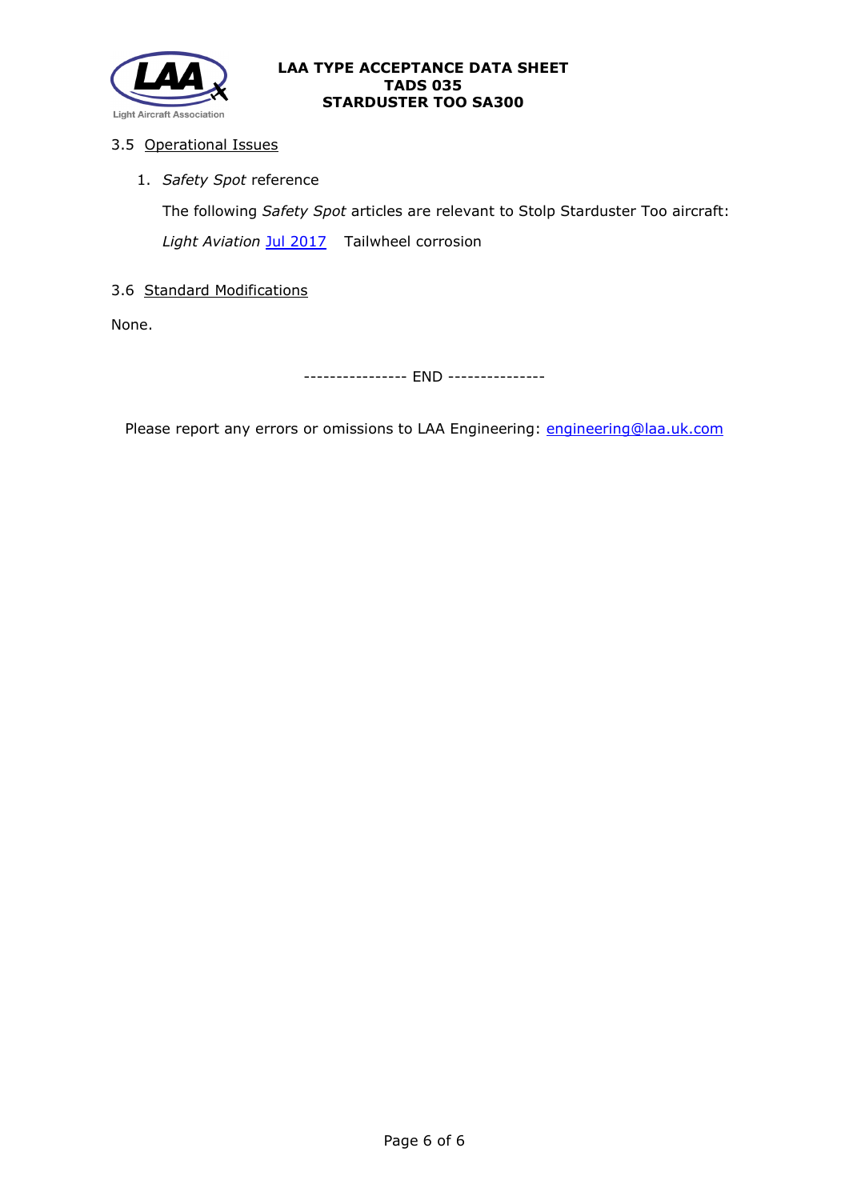### 3.5 Operational Issues

1. *Safety Spot* reference

   The following *Safety Spot* articles are relevant to Stolp Starduster Too aircraft:

   *Light Aviation* Jul 2017 Tailwheel corrosion

### 3.6 Standard Modifications

None.

---------------- END ---------------

Please report any errors or omissions to LAA Engineering: engineering@laa.uk.com